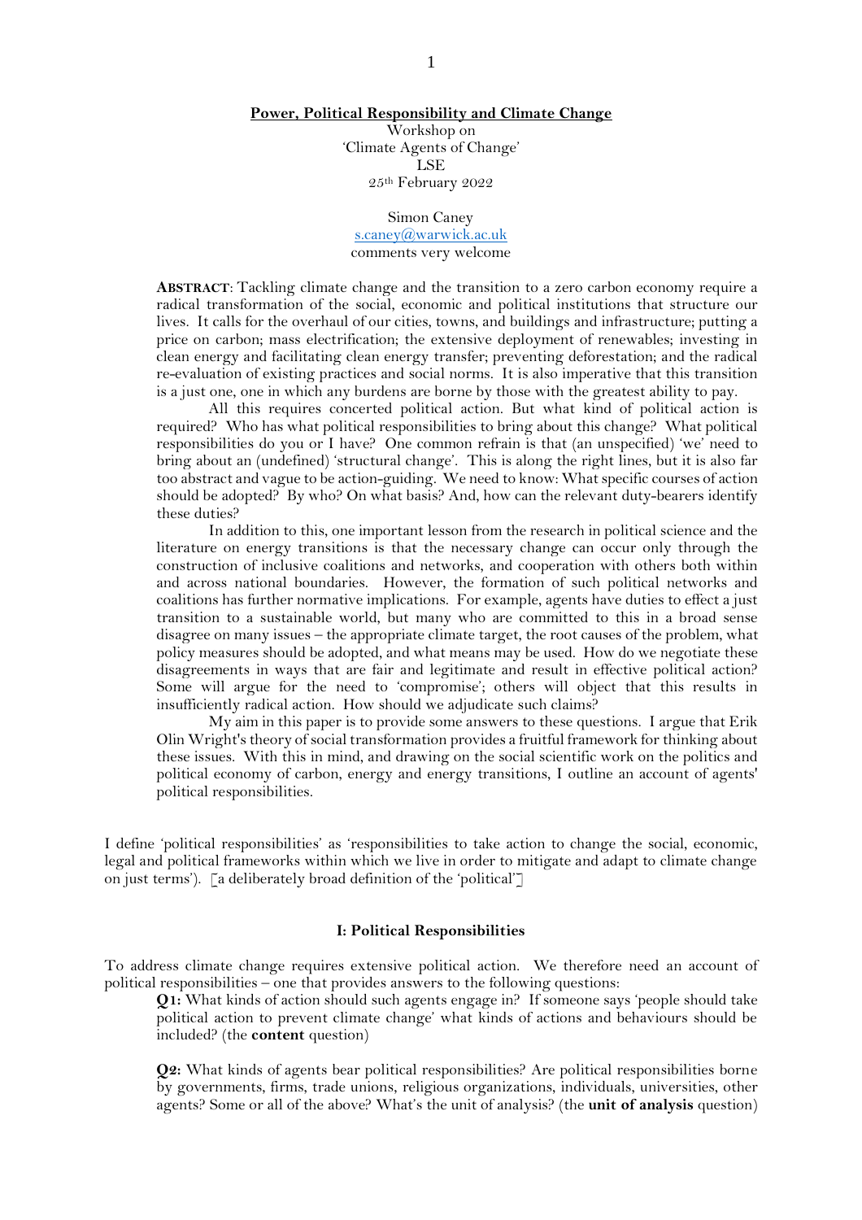# Power, Political Responsibility and Climate Change

Workshop on
'Climate Agents of Change'
LSE
25th February 2022

Simon Caney
s.caney@warwick.ac.uk
comments very welcome

**ABSTRACT**: Tackling climate change and the transition to a zero carbon economy require a radical transformation of the social, economic and political institutions that structure our lives. It calls for the overhaul of our cities, towns, and buildings and infrastructure; putting a price on carbon; mass electrification; the extensive deployment of renewables; investing in clean energy and facilitating clean energy transfer; preventing deforestation; and the radical re-evaluation of existing practices and social norms. It is also imperative that this transition is a just one, one in which any burdens are borne by those with the greatest ability to pay.

All this requires concerted political action. But what kind of political action is required? Who has what political responsibilities to bring about this change? What political responsibilities do you or I have? One common refrain is that (an unspecified) 'we' need to bring about an (undefined) 'structural change'. This is along the right lines, but it is also far too abstract and vague to be action-guiding. We need to know: What specific courses of action should be adopted? By who? On what basis? And, how can the relevant duty-bearers identify these duties?

In addition to this, one important lesson from the research in political science and the literature on energy transitions is that the necessary change can occur only through the construction of inclusive coalitions and networks, and cooperation with others both within and across national boundaries. However, the formation of such political networks and coalitions has further normative implications. For example, agents have duties to effect a just transition to a sustainable world, but many who are committed to this in a broad sense disagree on many issues – the appropriate climate target, the root causes of the problem, what policy measures should be adopted, and what means may be used. How do we negotiate these disagreements in ways that are fair and legitimate and result in effective political action? Some will argue for the need to 'compromise'; others will object that this results in insufficiently radical action. How should we adjudicate such claims?

My aim in this paper is to provide some answers to these questions. I argue that Erik Olin Wright's theory of social transformation provides a fruitful framework for thinking about these issues. With this in mind, and drawing on the social scientific work on the politics and political economy of carbon, energy and energy transitions, I outline an account of agents' political responsibilities.

I define 'political responsibilities' as 'responsibilities to take action to change the social, economic, legal and political frameworks within which we live in order to mitigate and adapt to climate change on just terms'). [a deliberately broad definition of the 'political']

## I: Political Responsibilities

To address climate change requires extensive political action. We therefore need an account of political responsibilities – one that provides answers to the following questions:

**Q1:** What kinds of action should such agents engage in? If someone says 'people should take political action to prevent climate change' what kinds of actions and behaviours should be included? (the **content** question)

**Q2:** What kinds of agents bear political responsibilities? Are political responsibilities borne by governments, firms, trade unions, religious organizations, individuals, universities, other agents? Some or all of the above? What's the unit of analysis? (the **unit of analysis** question)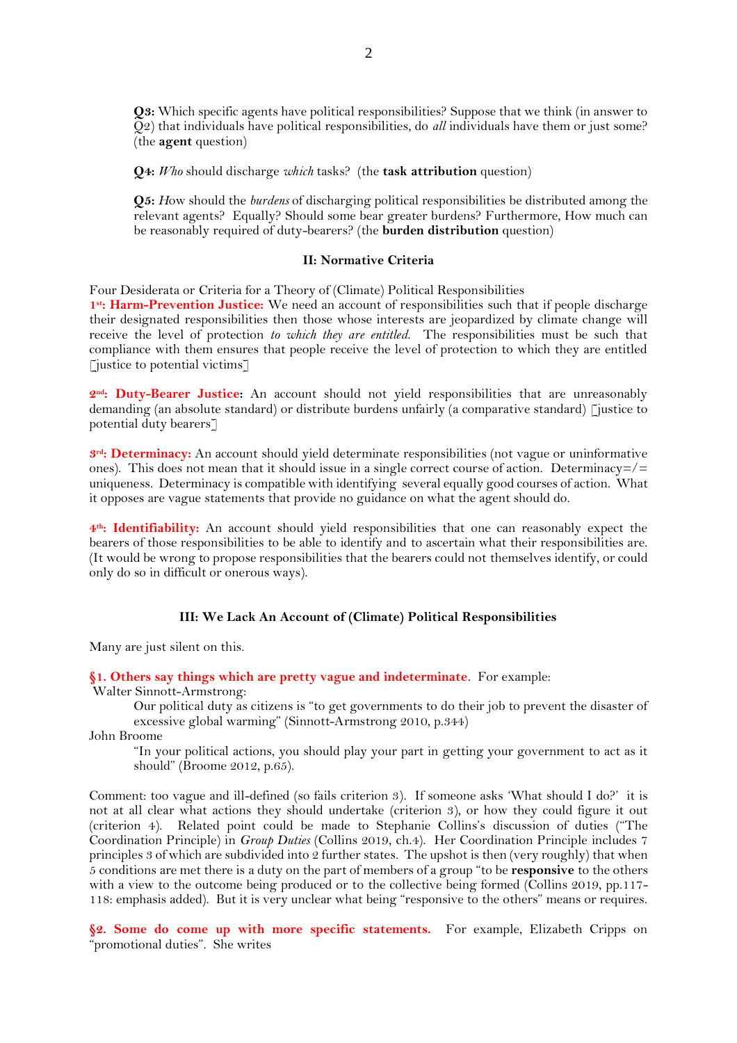**Q3:** Which specific agents have political responsibilities? Suppose that we think (in answer to Q2) that individuals have political responsibilities, do *all* individuals have them or just some? (the **agent** question)

**Q4:** *Who* should discharge *which* tasks? (the **task attribution** question)

**Q5:** *H*ow should the *burdens* of discharging political responsibilities be distributed among the relevant agents? Equally? Should some bear greater burdens? Furthermore, How much can be reasonably required of duty-bearers? (the **burden distribution** question)

### II: Normative Criteria

Four Desiderata or Criteria for a Theory of (Climate) Political Responsibilities

**1st: Harm-Prevention Justice:** We need an account of responsibilities such that if people discharge their designated responsibilities then those whose interests are jeopardized by climate change will receive the level of protection *to which they are entitled*. The responsibilities must be such that compliance with them ensures that people receive the level of protection to which they are entitled [justice to potential victims]

**2nd: Duty-Bearer Justice:** An account should not yield responsibilities that are unreasonably demanding (an absolute standard) or distribute burdens unfairly (a comparative standard) [justice to potential duty bearers]

**3rd: Determinacy:** An account should yield determinate responsibilities (not vague or uninformative ones). This does not mean that it should issue in a single correct course of action. Determinacy=/= uniqueness. Determinacy is compatible with identifying several equally good courses of action. What it opposes are vague statements that provide no guidance on what the agent should do.

**4th: Identifiability:** An account should yield responsibilities that one can reasonably expect the bearers of those responsibilities to be able to identify and to ascertain what their responsibilities are. (It would be wrong to propose responsibilities that the bearers could not themselves identify, or could only do so in difficult or onerous ways).

### III: We Lack An Account of (Climate) Political Responsibilities

Many are just silent on this.

**§1. Others say things which are pretty vague and indeterminate**. For example:

Walter Sinnott-Armstrong:

> Our political duty as citizens is "to get governments to do their job to prevent the disaster of excessive global warming" (Sinnott-Armstrong 2010, p.344)

John Broome

> "In your political actions, you should play your part in getting your government to act as it should" (Broome 2012, p.65).

Comment: too vague and ill-defined (so fails criterion 3). If someone asks 'What should I do?' it is not at all clear what actions they should undertake (criterion 3), or how they could figure it out (criterion 4). Related point could be made to Stephanie Collins's discussion of duties ("The Coordination Principle) in *Group Duties* (Collins 2019, ch.4). Her Coordination Principle includes 7 principles 3 of which are subdivided into 2 further states. The upshot is then (very roughly) that when 5 conditions are met there is a duty on the part of members of a group "to be **responsive** to the others with a view to the outcome being produced or to the collective being formed (Collins 2019, pp.117-118: emphasis added). But it is very unclear what being "responsive to the others" means or requires.

**§2. Some do come up with more specific statements.** For example, Elizabeth Cripps on "promotional duties". She writes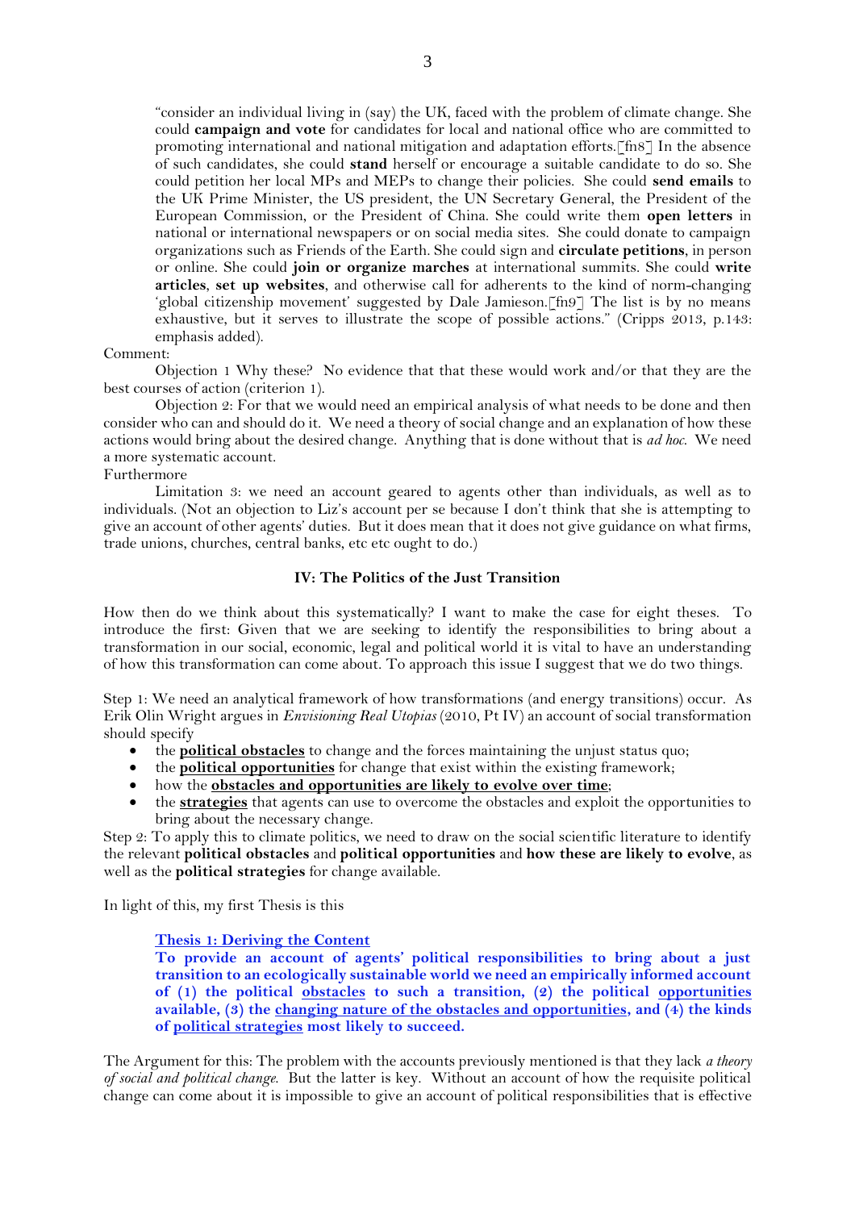"consider an individual living in (say) the UK, faced with the problem of climate change. She could **campaign and vote** for candidates for local and national office who are committed to promoting international and national mitigation and adaptation efforts.[fn8] In the absence of such candidates, she could **stand** herself or encourage a suitable candidate to do so. She could petition her local MPs and MEPs to change their policies. She could **send emails** to the UK Prime Minister, the US president, the UN Secretary General, the President of the European Commission, or the President of China. She could write them **open letters** in national or international newspapers or on social media sites. She could donate to campaign organizations such as Friends of the Earth. She could sign and **circulate petitions**, in person or online. She could **join or organize marches** at international summits. She could **write articles**, **set up websites**, and otherwise call for adherents to the kind of norm-changing 'global citizenship movement' suggested by Dale Jamieson.[fn9] The list is by no means exhaustive, but it serves to illustrate the scope of possible actions." (Cripps 2013, p.143: emphasis added).

Comment:

Objection 1 Why these? No evidence that that these would work and/or that they are the best courses of action (criterion 1).

Objection 2: For that we would need an empirical analysis of what needs to be done and then consider who can and should do it. We need a theory of social change and an explanation of how these actions would bring about the desired change. Anything that is done without that is *ad hoc*. We need a more systematic account.

Furthermore

Limitation 3: we need an account geared to agents other than individuals, as well as to individuals. (Not an objection to Liz's account per se because I don't think that she is attempting to give an account of other agents' duties. But it does mean that it does not give guidance on what firms, trade unions, churches, central banks, etc etc ought to do.)

## IV: The Politics of the Just Transition

How then do we think about this systematically? I want to make the case for eight theses. To introduce the first: Given that we are seeking to identify the responsibilities to bring about a transformation in our social, economic, legal and political world it is vital to have an understanding of how this transformation can come about. To approach this issue I suggest that we do two things.

Step 1: We need an analytical framework of how transformations (and energy transitions) occur. As Erik Olin Wright argues in *Envisioning Real Utopias* (2010, Pt IV) an account of social transformation should specify

- the **political obstacles** to change and the forces maintaining the unjust status quo;
- the **political opportunities** for change that exist within the existing framework;
- how the **obstacles and opportunities are likely to evolve over time**;
- the **strategies** that agents can use to overcome the obstacles and exploit the opportunities to bring about the necessary change.

Step 2: To apply this to climate politics, we need to draw on the social scientific literature to identify the relevant **political obstacles** and **political opportunities** and **how these are likely to evolve**, as well as the **political strategies** for change available.

In light of this, my first Thesis is this

**Thesis 1: Deriving the Content**

**To provide an account of agents' political responsibilities to bring about a just transition to an ecologically sustainable world we need an empirically informed account of (1) the political obstacles to such a transition, (2) the political opportunities available, (3) the changing nature of the obstacles and opportunities, and (4) the kinds of political strategies most likely to succeed.**

The Argument for this: The problem with the accounts previously mentioned is that they lack *a theory of social and political change*. But the latter is key. Without an account of how the requisite political change can come about it is impossible to give an account of political responsibilities that is effective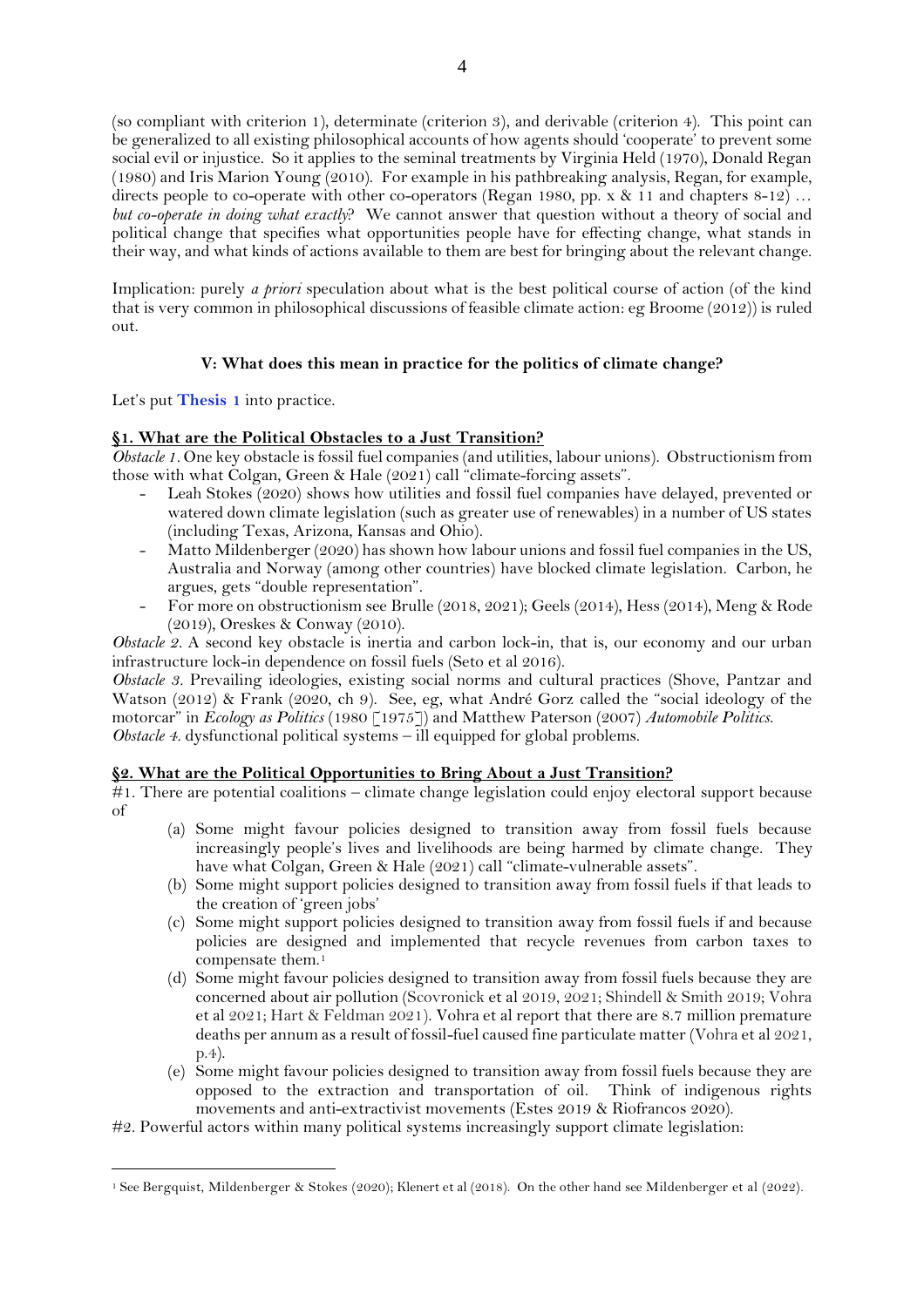(so compliant with criterion 1), determinate (criterion 3), and derivable (criterion 4). This point can be generalized to all existing philosophical accounts of how agents should 'cooperate' to prevent some social evil or injustice. So it applies to the seminal treatments by Virginia Held (1970), Donald Regan (1980) and Iris Marion Young (2010). For example in his pathbreaking analysis, Regan, for example, directs people to co-operate with other co-operators (Regan 1980, pp. x & 11 and chapters 8-12) … *but co-operate in doing what exactly*? We cannot answer that question without a theory of social and political change that specifies what opportunities people have for effecting change, what stands in their way, and what kinds of actions available to them are best for bringing about the relevant change.

Implication: purely *a priori* speculation about what is the best political course of action (of the kind that is very common in philosophical discussions of feasible climate action: eg Broome (2012)) is ruled out.

### V: What does this mean in practice for the politics of climate change?

Let's put **Thesis 1** into practice.

#### §1. What are the Political Obstacles to a Just Transition?

*Obstacle 1*. One key obstacle is fossil fuel companies (and utilities, labour unions). Obstructionism from those with what Colgan, Green & Hale (2021) call "climate-forcing assets".

- Leah Stokes (2020) shows how utilities and fossil fuel companies have delayed, prevented or watered down climate legislation (such as greater use of renewables) in a number of US states (including Texas, Arizona, Kansas and Ohio).
- Matto Mildenberger (2020) has shown how labour unions and fossil fuel companies in the US, Australia and Norway (among other countries) have blocked climate legislation. Carbon, he argues, gets "double representation".
- For more on obstructionism see Brulle (2018, 2021); Geels (2014), Hess (2014), Meng & Rode (2019), Oreskes & Conway (2010).

*Obstacle 2*. A second key obstacle is inertia and carbon lock-in, that is, our economy and our urban infrastructure lock-in dependence on fossil fuels (Seto et al 2016).

*Obstacle 3*. Prevailing ideologies, existing social norms and cultural practices (Shove, Pantzar and Watson (2012) & Frank (2020, ch 9). See, eg, what André Gorz called the "social ideology of the motorcar" in *Ecology as Politics* (1980 [1975]) and Matthew Paterson (2007) *Automobile Politics*.

*Obstacle 4*. dysfunctional political systems – ill equipped for global problems.

#### §2. What are the Political Opportunities to Bring About a Just Transition?

#1. There are potential coalitions – climate change legislation could enjoy electoral support because of

(a) Some might favour policies designed to transition away from fossil fuels because increasingly people's lives and livelihoods are being harmed by climate change. They have what Colgan, Green & Hale (2021) call "climate-vulnerable assets".

(b) Some might support policies designed to transition away from fossil fuels if that leads to the creation of 'green jobs'

(c) Some might support policies designed to transition away from fossil fuels if and because policies are designed and implemented that recycle revenues from carbon taxes to compensate them.[1]

(d) Some might favour policies designed to transition away from fossil fuels because they are concerned about air pollution (Scovronick et al 2019, 2021; Shindell & Smith 2019; Vohra et al 2021; Hart & Feldman 2021). Vohra et al report that there are 8.7 million premature deaths per annum as a result of fossil-fuel caused fine particulate matter (Vohra et al 2021, p.4).

(e) Some might favour policies designed to transition away from fossil fuels because they are opposed to the extraction and transportation of oil. Think of indigenous rights movements and anti-extractivist movements (Estes 2019 & Riofrancos 2020).

#2. Powerful actors within many political systems increasingly support climate legislation:

---

[1] See Bergquist, Mildenberger & Stokes (2020); Klenert et al (2018). On the other hand see Mildenberger et al (2022).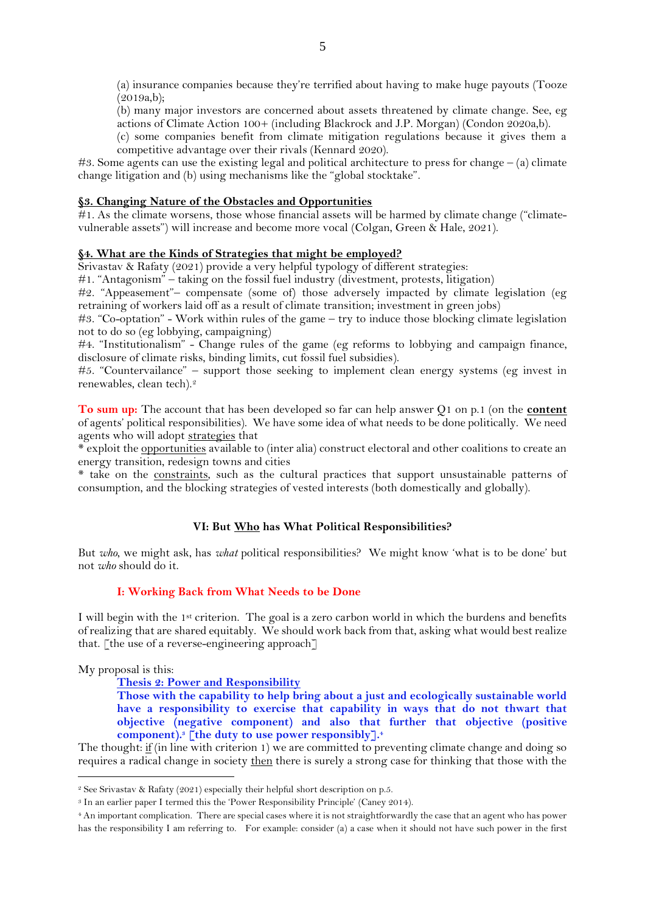(a) insurance companies because they're terrified about having to make huge payouts (Tooze (2019a,b);

(b) many major investors are concerned about assets threatened by climate change. See, eg actions of Climate Action 100+ (including Blackrock and J.P. Morgan) (Condon 2020a,b).

(c) some companies benefit from climate mitigation regulations because it gives them a competitive advantage over their rivals (Kennard 2020).

#3. Some agents can use the existing legal and political architecture to press for change – (a) climate change litigation and (b) using mechanisms like the "global stocktake".

### <u>§3. Changing Nature of the Obstacles and Opportunities</u>

#1. As the climate worsens, those whose financial assets will be harmed by climate change ("climate-vulnerable assets") will increase and become more vocal (Colgan, Green & Hale, 2021).

### <u>§4. What are the Kinds of Strategies that might be employed?</u>

Srivastav & Rafaty (2021) provide a very helpful typology of different strategies:

#1. "Antagonism" – taking on the fossil fuel industry (divestment, protests, litigation)

#2. "Appeasement"– compensate (some of) those adversely impacted by climate legislation (eg retraining of workers laid off as a result of climate transition; investment in green jobs)

#3. "Co-optation" - Work within rules of the game – try to induce those blocking climate legislation not to do so (eg lobbying, campaigning)

#4. "Institutionalism" - Change rules of the game (eg reforms to lobbying and campaign finance, disclosure of climate risks, binding limits, cut fossil fuel subsidies).

#5. "Countervailance" – support those seeking to implement clean energy systems (eg invest in renewables, clean tech).[2]

**To sum up:** The account that has been developed so far can help answer Q1 on p.1 (on the **<u>content</u>** of agents' political responsibilities). We have some idea of what needs to be done politically. We need agents who will adopt <u>strategies</u> that

* exploit the <u>opportunities</u> available to (inter alia) construct electoral and other coalitions to create an energy transition, redesign towns and cities

* take on the <u>constraints</u>, such as the cultural practices that support unsustainable patterns of consumption, and the blocking strategies of vested interests (both domestically and globally).

## VI: But <u>Who</u> has What Political Responsibilities?

But *who*, we might ask, has *what* political responsibilities? We might know 'what is to be done' but not *who* should do it.

### I: Working Back from What Needs to be Done

I will begin with the 1st criterion. The goal is a zero carbon world in which the burdens and benefits of realizing that are shared equitably. We should work back from that, asking what would best realize that. [the use of a reverse-engineering approach]

My proposal is this:

> **<u>Thesis 2: Power and Responsibility</u>**
> **Those with the capability to help bring about a just and ecologically sustainable world have a responsibility to exercise that capability in ways that do not thwart that objective (negative component) and also that further that objective (positive component).[3] [the duty to use power responsibly].[4]**

The thought: <u>if</u> (in line with criterion 1) we are committed to preventing climate change and doing so requires a radical change in society <u>then</u> there is surely a strong case for thinking that those with the

---

[2] See Srivastav & Rafaty (2021) especially their helpful short description on p.5.

[3] In an earlier paper I termed this the 'Power Responsibility Principle' (Caney 2014).

[4] An important complication. There are special cases where it is not straightforwardly the case that an agent who has power has the responsibility I am referring to. For example: consider (a) a case when it should not have such power in the first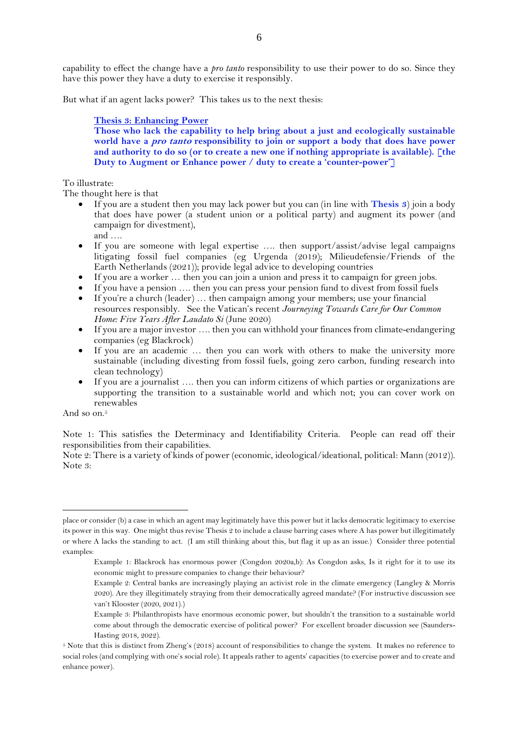capability to effect the change have a *pro tanto* responsibility to use their power to do so. Since they have this power they have a duty to exercise it responsibly.

But what if an agent lacks power? This takes us to the next thesis:

> **Thesis 3: Enhancing Power**
> **Those who lack the capability to help bring about a just and ecologically sustainable world have a *pro tanto* responsibility to join or support a body that does have power and authority to do so (or to create a new one if nothing appropriate is available). [the Duty to Augment or Enhance power / duty to create a 'counter-power']**

To illustrate:
The thought here is that

- If you are a student then you may lack power but you can (in line with **Thesis 3**) join a body that does have power (a student union or a political party) and augment its power (and campaign for divestment),
  and ….
- If you are someone with legal expertise …. then support/assist/advise legal campaigns litigating fossil fuel companies (eg Urgenda (2019); Milieudefensie/Friends of the Earth Netherlands (2021)); provide legal advice to developing countries
- If you are a worker … then you can join a union and press it to campaign for green jobs.
- If you have a pension …. then you can press your pension fund to divest from fossil fuels
- If you're a church (leader) … then campaign among your members; use your financial resources responsibly. See the Vatican's recent *Journeying Towards Care for Our Common Home: Five Years After Laudato Si* (June 2020)
- If you are a major investor …. then you can withhold your finances from climate-endangering companies (eg Blackrock)
- If you are an academic … then you can work with others to make the university more sustainable (including divesting from fossil fuels, going zero carbon, funding research into clean technology)
- If you are a journalist …. then you can inform citizens of which parties or organizations are supporting the transition to a sustainable world and which not; you can cover work on renewables

And so on.[5]

Note 1: This satisfies the Determinacy and Identifiability Criteria. People can read off their responsibilities from their capabilities.
Note 2: There is a variety of kinds of power (economic, ideological/ideational, political: Mann (2012)).
Note 3:

---

place or consider (b) a case in which an agent may legitimately have this power but it lacks democratic legitimacy to exercise its power in this way. One might thus revise Thesis 2 to include a clause barring cases where A has power but illegitimately or where A lacks the standing to act. (I am still thinking about this, but flag it up as an issue.) Consider three potential examples:

> Example 1: Blackrock has enormous power (Congdon 2020a,b): As Congdon asks, Is it right for it to use its economic might to pressure companies to change their behaviour?
>
> Example 2: Central banks are increasingly playing an activist role in the climate emergency (Langley & Morris 2020). Are they illegitimately straying from their democratically agreed mandate? (For instructive discussion see van't Klooster (2020, 2021).)
>
> Example 3: Philanthropists have enormous economic power, but shouldn't the transition to a sustainable world come about through the democratic exercise of political power? For excellent broader discussion see (Saunders-Hasting 2018, 2022).

[5] Note that this is distinct from Zheng's (2018) account of responsibilities to change the system. It makes no reference to social roles (and complying with one's social role). It appeals rather to agents' capacities (to exercise power and to create and enhance power).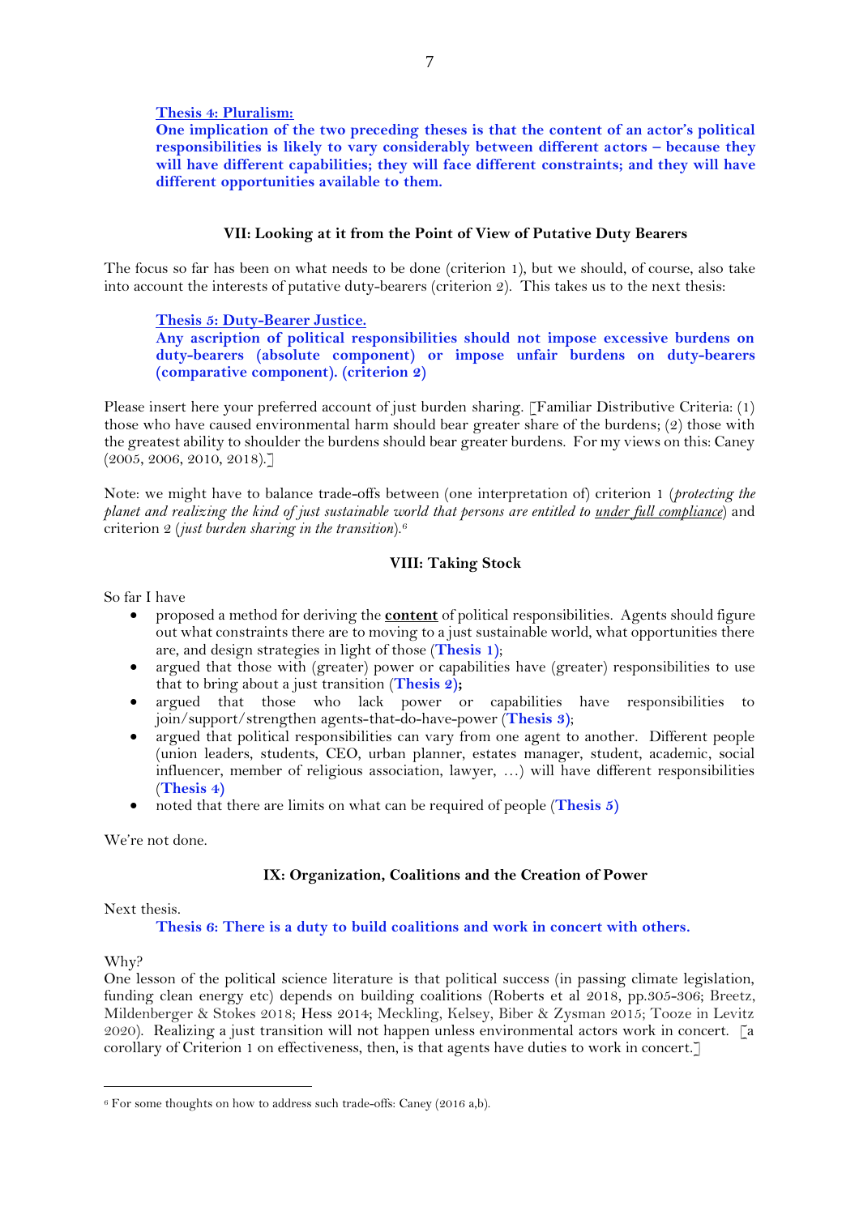**<u>Thesis 4: Pluralism:</u>**
**One implication of the two preceding theses is that the content of an actor's political responsibilities is likely to vary considerably between different actors – because they will have different capabilities; they will face different constraints; and they will have different opportunities available to them.**

### VII: Looking at it from the Point of View of Putative Duty Bearers

The focus so far has been on what needs to be done (criterion 1), but we should, of course, also take into account the interests of putative duty-bearers (criterion 2). This takes us to the next thesis:

**<u>Thesis 5: Duty-Bearer Justice.</u>**
**Any ascription of political responsibilities should not impose excessive burdens on duty-bearers (absolute component) or impose unfair burdens on duty-bearers (comparative component). (criterion 2)**

Please insert here your preferred account of just burden sharing. [Familiar Distributive Criteria: (1) those who have caused environmental harm should bear greater share of the burdens; (2) those with the greatest ability to shoulder the burdens should bear greater burdens. For my views on this: Caney (2005, 2006, 2010, 2018).]

Note: we might have to balance trade-offs between (one interpretation of) criterion 1 (*protecting the planet and realizing the kind of just sustainable world that persons are entitled to <u>under full compliance</u>*) and criterion 2 (*just burden sharing in the transition*).[6]

### VIII: Taking Stock

So far I have

- proposed a method for deriving the **<u>content</u>** of political responsibilities. Agents should figure out what constraints there are to moving to a just sustainable world, what opportunities there are, and design strategies in light of those (**Thesis 1**);
- argued that those with (greater) power or capabilities have (greater) responsibilities to use that to bring about a just transition (**Thesis 2**);
- argued that those who lack power or capabilities have responsibilities to join/support/strengthen agents-that-do-have-power (**Thesis 3**);
- argued that political responsibilities can vary from one agent to another. Different people (union leaders, students, CEO, urban planner, estates manager, student, academic, social influencer, member of religious association, lawyer, …) will have different responsibilities (**Thesis 4**)
- noted that there are limits on what can be required of people (**Thesis 5**)

We're not done.

### IX: Organization, Coalitions and the Creation of Power

Next thesis.

**Thesis 6: There is a duty to build coalitions and work in concert with others.**

Why?
One lesson of the political science literature is that political success (in passing climate legislation, funding clean energy etc) depends on building coalitions (Roberts et al 2018, pp.305-306; Breetz, Mildenberger & Stokes 2018; Hess 2014; Meckling, Kelsey, Biber & Zysman 2015; Tooze in Levitz 2020). Realizing a just transition will not happen unless environmental actors work in concert. [a corollary of Criterion 1 on effectiveness, then, is that agents have duties to work in concert.]

---

[6] For some thoughts on how to address such trade-offs: Caney (2016 a,b).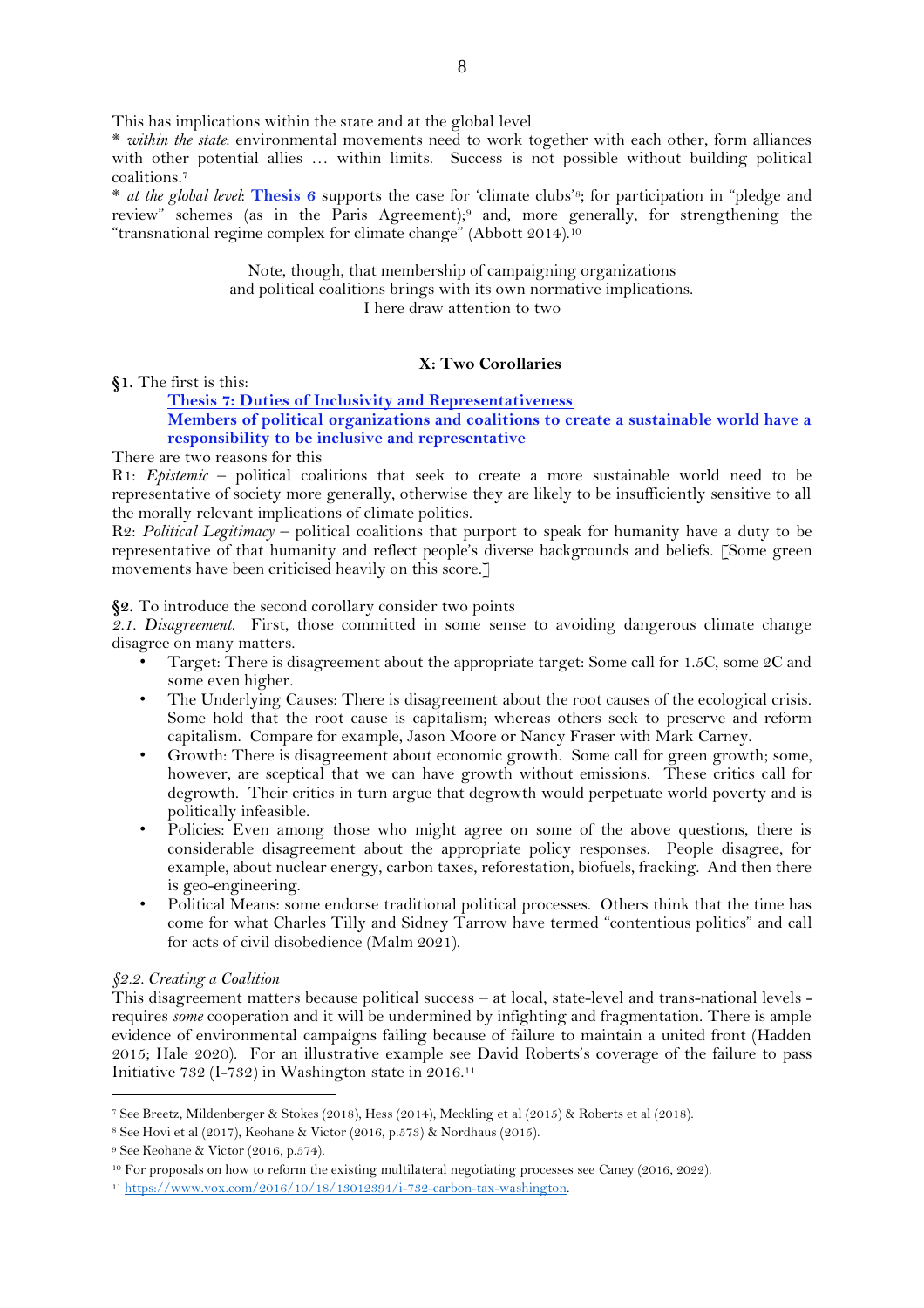This has implications within the state and at the global level

* *within the state*: environmental movements need to work together with each other, form alliances with other potential allies … within limits. Success is not possible without building political coalitions.[7]
* *at the global level*: **Thesis 6** supports the case for 'climate clubs'[8]; for participation in "pledge and review" schemes (as in the Paris Agreement);[9] and, more generally, for strengthening the "transnational regime complex for climate change" (Abbott 2014).[10]

Note, though, that membership of campaigning organizations
and political coalitions brings with its own normative implications.
I here draw attention to two

### X: Two Corollaries

**§1.** The first is this:

> **Thesis 7: Duties of Inclusivity and Representativeness**
> **Members of political organizations and coalitions to create a sustainable world have a responsibility to be inclusive and representative**

There are two reasons for this

R1: *Epistemic* – political coalitions that seek to create a more sustainable world need to be representative of society more generally, otherwise they are likely to be insufficiently sensitive to all the morally relevant implications of climate politics.

R2: *Political Legitimacy* – political coalitions that purport to speak for humanity have a duty to be representative of that humanity and reflect people's diverse backgrounds and beliefs. [Some green movements have been criticised heavily on this score.]

**§2.** To introduce the second corollary consider two points

*2.1. Disagreement.* First, those committed in some sense to avoiding dangerous climate change disagree on many matters.

- Target: There is disagreement about the appropriate target: Some call for 1.5C, some 2C and some even higher.
- The Underlying Causes: There is disagreement about the root causes of the ecological crisis. Some hold that the root cause is capitalism; whereas others seek to preserve and reform capitalism. Compare for example, Jason Moore or Nancy Fraser with Mark Carney.
- Growth: There is disagreement about economic growth. Some call for green growth; some, however, are sceptical that we can have growth without emissions. These critics call for degrowth. Their critics in turn argue that degrowth would perpetuate world poverty and is politically infeasible.
- Policies: Even among those who might agree on some of the above questions, there is considerable disagreement about the appropriate policy responses. People disagree, for example, about nuclear energy, carbon taxes, reforestation, biofuels, fracking. And then there is geo-engineering.
- Political Means: some endorse traditional political processes. Others think that the time has come for what Charles Tilly and Sidney Tarrow have termed "contentious politics" and call for acts of civil disobedience (Malm 2021).

*§2.2. Creating a Coalition*

This disagreement matters because political success – at local, state-level and trans-national levels - requires *some* cooperation and it will be undermined by infighting and fragmentation. There is ample evidence of environmental campaigns failing because of failure to maintain a united front (Hadden 2015; Hale 2020). For an illustrative example see David Roberts's coverage of the failure to pass Initiative 732 (I-732) in Washington state in 2016.[11]

---

[7] See Breetz, Mildenberger & Stokes (2018), Hess (2014), Meckling et al (2015) & Roberts et al (2018).

[8] See Hovi et al (2017), Keohane & Victor (2016, p.573) & Nordhaus (2015).

[9] See Keohane & Victor (2016, p.574).

[10] For proposals on how to reform the existing multilateral negotiating processes see Caney (2016, 2022).

[11] https://www.vox.com/2016/10/18/13012394/i-732-carbon-tax-washington.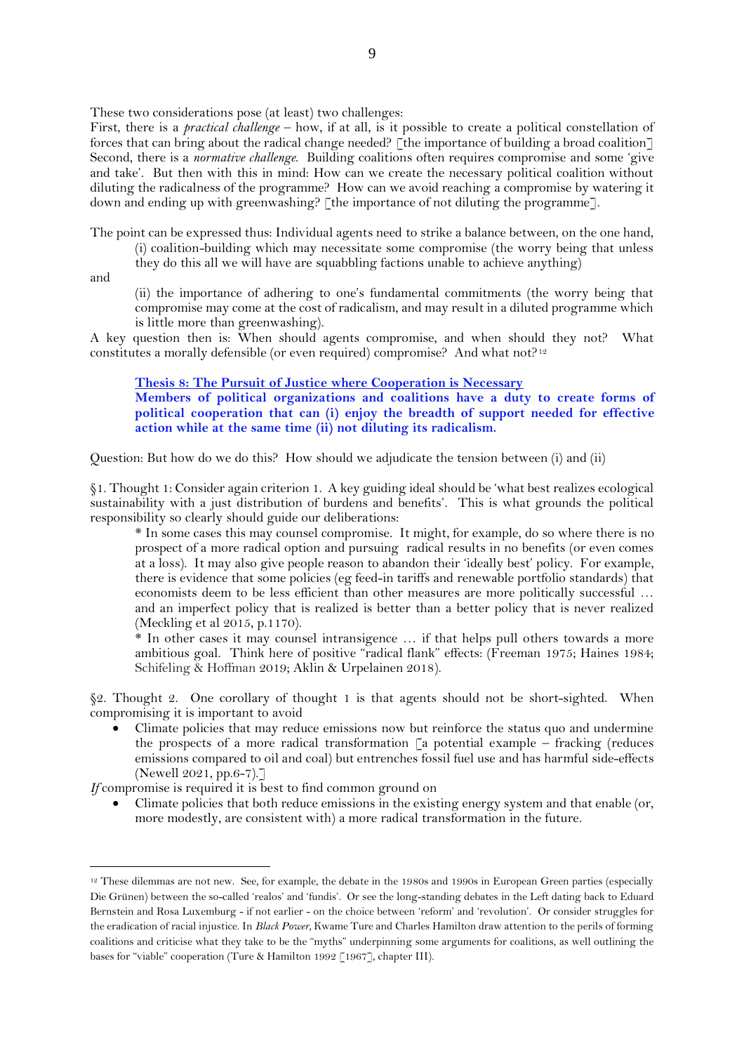These two considerations pose (at least) two challenges:
First, there is a *practical challenge* – how, if at all, is it possible to create a political constellation of forces that can bring about the radical change needed? [the importance of building a broad coalition]
Second, there is a *normative challenge*. Building coalitions often requires compromise and some 'give and take'. But then with this in mind: How can we create the necessary political coalition without diluting the radicalness of the programme? How can we avoid reaching a compromise by watering it down and ending up with greenwashing? [the importance of not diluting the programme].

The point can be expressed thus: Individual agents need to strike a balance between, on the one hand,

> (i) coalition-building which may necessitate some compromise (the worry being that unless they do this all we will have are squabbling factions unable to achieve anything)

and

> (ii) the importance of adhering to one's fundamental commitments (the worry being that compromise may come at the cost of radicalism, and may result in a diluted programme which is little more than greenwashing).

A key question then is: When should agents compromise, and when should they not? What constitutes a morally defensible (or even required) compromise? And what not?[12]

> **Thesis 8: The Pursuit of Justice where Cooperation is Necessary**
> **Members of political organizations and coalitions have a duty to create forms of political cooperation that can (i) enjoy the breadth of support needed for effective action while at the same time (ii) not diluting its radicalism.**

Question: But how do we do this? How should we adjudicate the tension between (i) and (ii)

§1. Thought 1: Consider again criterion 1. A key guiding ideal should be 'what best realizes ecological sustainability with a just distribution of burdens and benefits'. This is what grounds the political responsibility so clearly should guide our deliberations:

> \* In some cases this may counsel compromise. It might, for example, do so where there is no prospect of a more radical option and pursuing radical results in no benefits (or even comes at a loss). It may also give people reason to abandon their 'ideally best' policy. For example, there is evidence that some policies (eg feed-in tariffs and renewable portfolio standards) that economists deem to be less efficient than other measures are more politically successful … and an imperfect policy that is realized is better than a better policy that is never realized (Meckling et al 2015, p.1170).
> \* In other cases it may counsel intransigence … if that helps pull others towards a more ambitious goal. Think here of positive "radical flank" effects: (Freeman 1975; Haines 1984; Schifeling & Hoffman 2019; Aklin & Urpelainen 2018).

§2. Thought 2. One corollary of thought 1 is that agents should not be short-sighted. When compromising it is important to avoid

- Climate policies that may reduce emissions now but reinforce the status quo and undermine the prospects of a more radical transformation [a potential example – fracking (reduces emissions compared to oil and coal) but entrenches fossil fuel use and has harmful side-effects (Newell 2021, pp.6-7).]

*If* compromise is required it is best to find common ground on

- Climate policies that both reduce emissions in the existing energy system and that enable (or, more modestly, are consistent with) a more radical transformation in the future.

---

[12] These dilemmas are not new. See, for example, the debate in the 1980s and 1990s in European Green parties (especially Die Grünen) between the so-called 'realos' and 'fundis'. Or see the long-standing debates in the Left dating back to Eduard Bernstein and Rosa Luxemburg - if not earlier - on the choice between 'reform' and 'revolution'. Or consider struggles for the eradication of racial injustice. In *Black Power*, Kwame Ture and Charles Hamilton draw attention to the perils of forming coalitions and criticise what they take to be the "myths" underpinning some arguments for coalitions, as well outlining the bases for "viable" cooperation (Ture & Hamilton 1992 [1967], chapter III).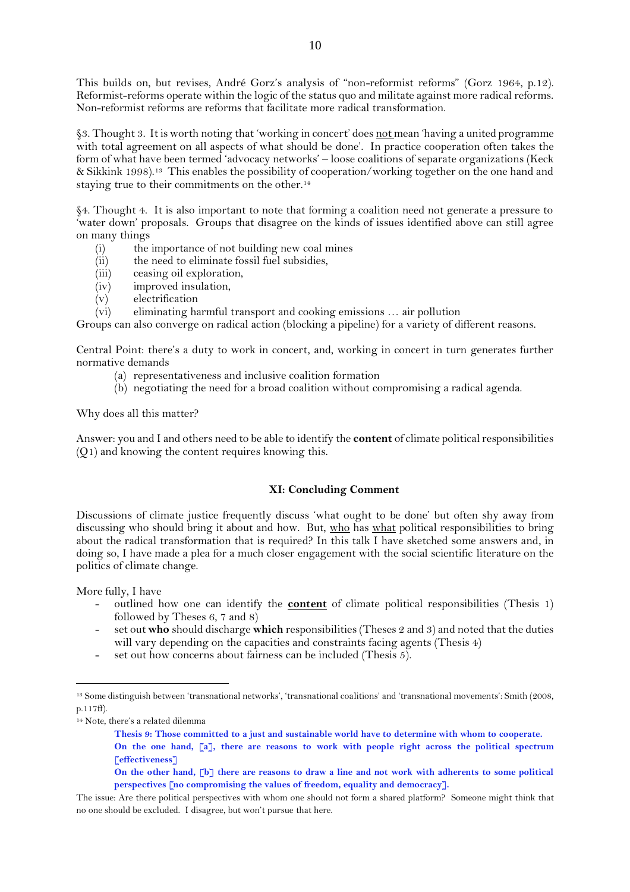This builds on, but revises, André Gorz's analysis of "non-reformist reforms" (Gorz 1964, p.12). Reformist-reforms operate within the logic of the status quo and militate against more radical reforms. Non-reformist reforms are reforms that facilitate more radical transformation.

§3. Thought 3. It is worth noting that 'working in concert' does not mean 'having a united programme with total agreement on all aspects of what should be done'. In practice cooperation often takes the form of what have been termed 'advocacy networks' – loose coalitions of separate organizations (Keck & Sikkink 1998).[13] This enables the possibility of cooperation/working together on the one hand and staying true to their commitments on the other.[14]

§4. Thought 4. It is also important to note that forming a coalition need not generate a pressure to 'water down' proposals. Groups that disagree on the kinds of issues identified above can still agree on many things

(i) the importance of not building new coal mines
(ii) the need to eliminate fossil fuel subsidies,
(iii) ceasing oil exploration,
(iv) improved insulation,
(v) electrification
(vi) eliminating harmful transport and cooking emissions … air pollution

Groups can also converge on radical action (blocking a pipeline) for a variety of different reasons.

Central Point: there's a duty to work in concert, and, working in concert in turn generates further normative demands

(a) representativeness and inclusive coalition formation
(b) negotiating the need for a broad coalition without compromising a radical agenda.

Why does all this matter?

Answer: you and I and others need to be able to identify the **content** of climate political responsibilities (Q1) and knowing the content requires knowing this.

## XI: Concluding Comment

Discussions of climate justice frequently discuss 'what ought to be done' but often shy away from discussing who should bring it about and how. But, who has what political responsibilities to bring about the radical transformation that is required? In this talk I have sketched some answers and, in doing so, I have made a plea for a much closer engagement with the social scientific literature on the politics of climate change.

More fully, I have

- outlined how one can identify the **content** of climate political responsibilities (Thesis 1) followed by Theses 6, 7 and 8)
- set out **who** should discharge **which** responsibilities (Theses 2 and 3) and noted that the duties will vary depending on the capacities and constraints facing agents (Thesis 4)
- set out how concerns about fairness can be included (Thesis 5).

---

[13] Some distinguish between 'transnational networks', 'transnational coalitions' and 'transnational movements': Smith (2008, p.117ff).

[14] Note, there's a related dilemma

> **Thesis 9: Those committed to a just and sustainable world have to determine with whom to cooperate.**
> **On the one hand, [a], there are reasons to work with people right across the political spectrum [effectiveness]**
> **On the other hand, [b] there are reasons to draw a line and not work with adherents to some political perspectives [no compromising the values of freedom, equality and democracy].**

The issue: Are there political perspectives with whom one should not form a shared platform? Someone might think that no one should be excluded. I disagree, but won't pursue that here.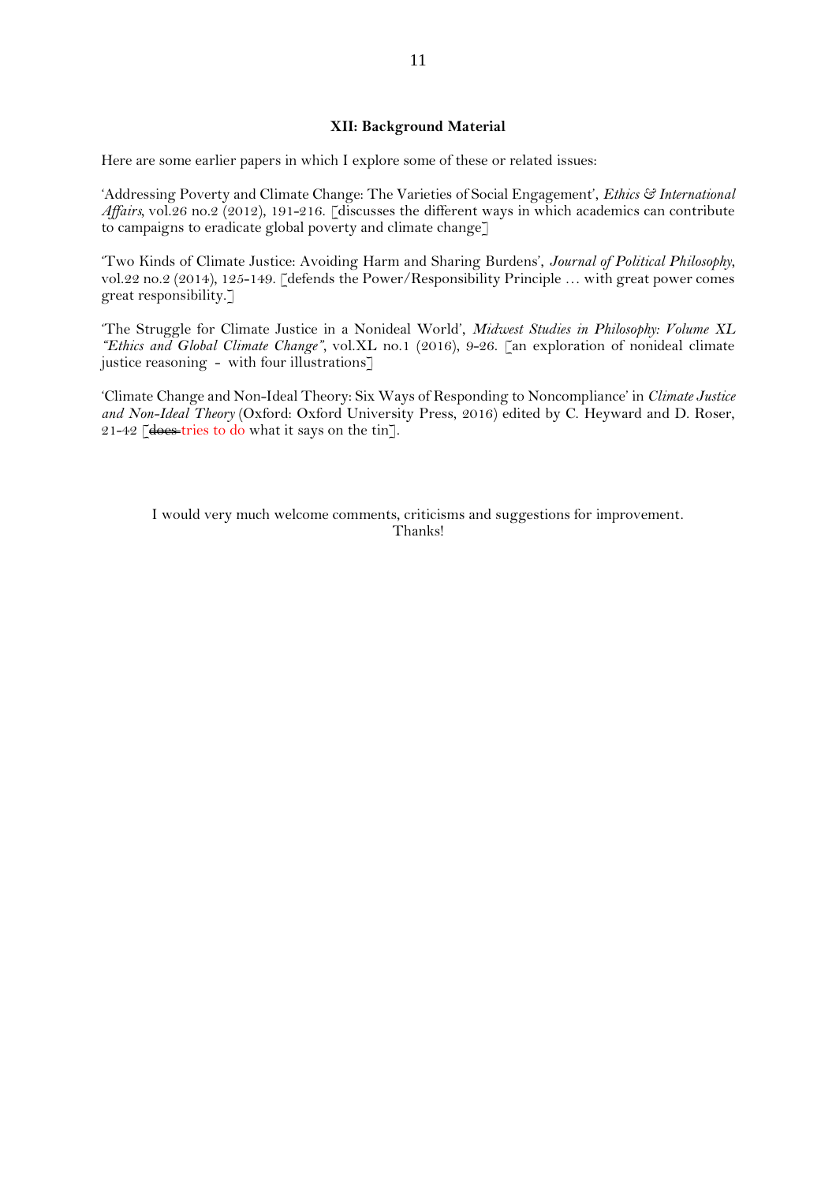### XII: Background Material

Here are some earlier papers in which I explore some of these or related issues:

'Addressing Poverty and Climate Change: The Varieties of Social Engagement', *Ethics & International Affairs*, vol.26 no.2 (2012), 191-216. [discusses the different ways in which academics can contribute to campaigns to eradicate global poverty and climate change]

'Two Kinds of Climate Justice: Avoiding Harm and Sharing Burdens', *Journal of Political Philosophy*, vol.22 no.2 (2014), 125-149. [defends the Power/Responsibility Principle … with great power comes great responsibility.]

'The Struggle for Climate Justice in a Nonideal World', *Midwest Studies in Philosophy: Volume XL "Ethics and Global Climate Change"*, vol.XL no.1 (2016), 9-26. [an exploration of nonideal climate justice reasoning - with four illustrations]

'Climate Change and Non-Ideal Theory: Six Ways of Responding to Noncompliance' in *Climate Justice and Non-Ideal Theory* (Oxford: Oxford University Press, 2016) edited by C. Heyward and D. Roser, 21-42 [~~does~~ tries to do what it says on the tin].

I would very much welcome comments, criticisms and suggestions for improvement.
Thanks!